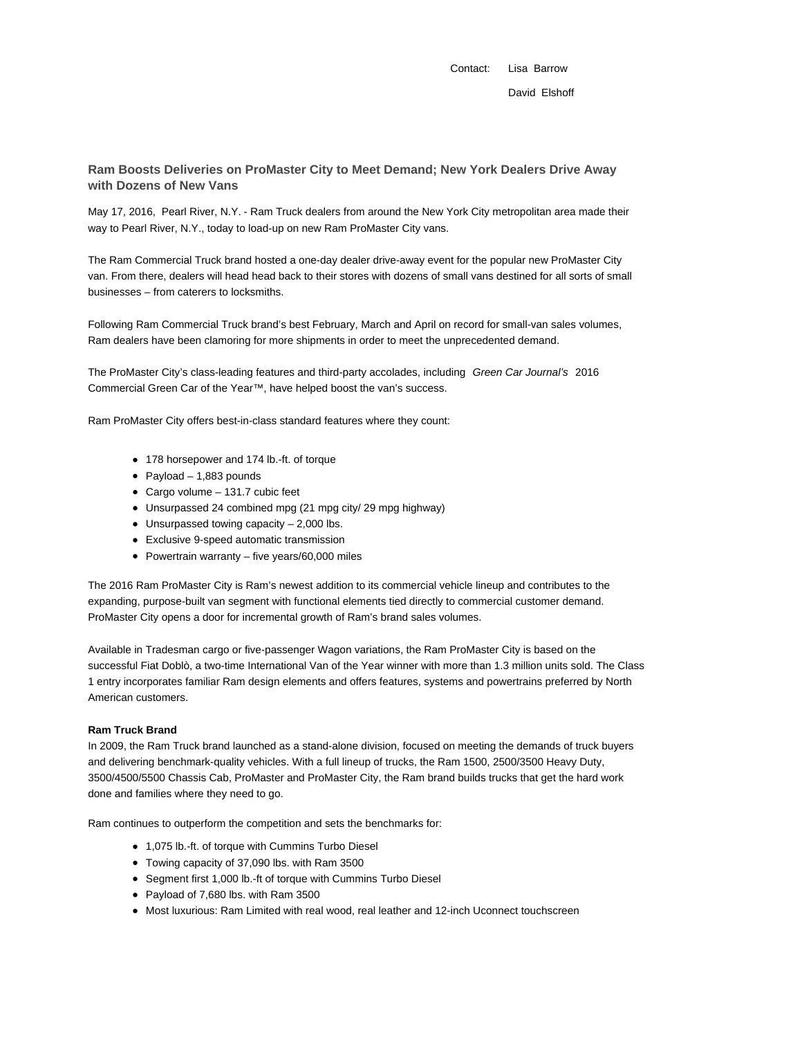Contact: Lisa Barrow

David Elshoff

## Ram Boosts Deliveries on ProMaster City to Meet Demand; New York Dealers Drive Away with Dozens of New Vans

May 17, 2016, Pearl River, N.Y. - Ram Truck dealers from around the New York City metropolitan area made their way to Pearl River, N.Y., today to load-up on new Ram ProMaster City vans.

The Ram Commercial Truck brand hosted a one-day dealer drive-away event for the popular new ProMaster City van. From there, dealers will head head back to their stores with dozens of small vans destined for all sorts of small businesses – from caterers to locksmiths.

Following Ram Commercial Truck brand's best February, March and April on record for small-van sales volumes, Ram dealers have been clamoring for more shipments in order to meet the unprecedented demand.

The ProMaster City's class-leading features and third-party accolades, including *Green Car Journal's* 2016 Commercial Green Car of the Year™, have helped boost the van's success.

Ram ProMaster City offers best-in-class standard features where they count:

- 178 horsepower and 174 lb.-ft. of torque
- Payload – 1,883 pounds
- Cargo volume – 131.7 cubic feet
- Unsurpassed 24 combined mpg (21 mpg city/ 29 mpg highway)
- Unsurpassed towing capacity – 2,000 lbs.
- Exclusive 9-speed automatic transmission
- Powertrain warranty – five years/60,000 miles

The 2016 Ram ProMaster City is Ram's newest addition to its commercial vehicle lineup and contributes to the expanding, purpose-built van segment with functional elements tied directly to commercial customer demand. ProMaster City opens a door for incremental growth of Ram's brand sales volumes.

Available in Tradesman cargo or five-passenger Wagon variations, the Ram ProMaster City is based on the successful Fiat Doblò, a two-time International Van of the Year winner with more than 1.3 million units sold. The Class 1 entry incorporates familiar Ram design elements and offers features, systems and powertrains preferred by North American customers.

**Ram Truck Brand**

In 2009, the Ram Truck brand launched as a stand-alone division, focused on meeting the demands of truck buyers and delivering benchmark-quality vehicles. With a full lineup of trucks, the Ram 1500, 2500/3500 Heavy Duty, 3500/4500/5500 Chassis Cab, ProMaster and ProMaster City, the Ram brand builds trucks that get the hard work done and families where they need to go.

Ram continues to outperform the competition and sets the benchmarks for:

- 1,075 lb.-ft. of torque with Cummins Turbo Diesel
- Towing capacity of 37,090 lbs. with Ram 3500
- Segment first 1,000 lb.-ft of torque with Cummins Turbo Diesel
- Payload of 7,680 lbs. with Ram 3500
- Most luxurious: Ram Limited with real wood, real leather and 12-inch Uconnect touchscreen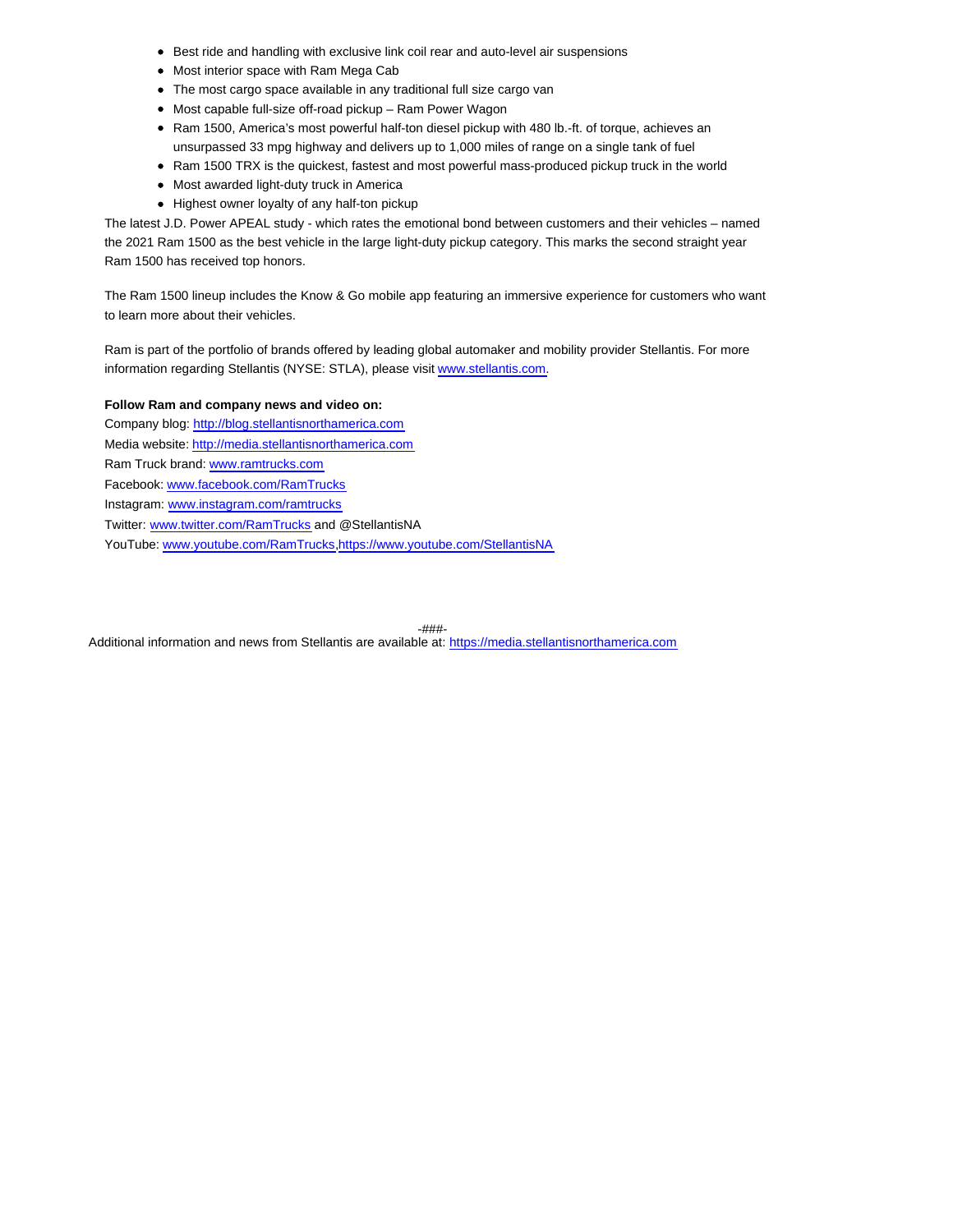- Best ride and handling with exclusive link coil rear and auto-level air suspensions
- Most interior space with Ram Mega Cab
- The most cargo space available in any traditional full size cargo van
- Most capable full-size off-road pickup – Ram Power Wagon
- Ram 1500, America's most powerful half-ton diesel pickup with 480 lb.-ft. of torque, achieves an unsurpassed 33 mpg highway and delivers up to 1,000 miles of range on a single tank of fuel
- Ram 1500 TRX is the quickest, fastest and most powerful mass-produced pickup truck in the world
- Most awarded light-duty truck in America
- Highest owner loyalty of any half-ton pickup

The latest J.D. Power APEAL study - which rates the emotional bond between customers and their vehicles – named the 2021 Ram 1500 as the best vehicle in the large light-duty pickup category. This marks the second straight year Ram 1500 has received top honors.

The Ram 1500 lineup includes the Know & Go mobile app featuring an immersive experience for customers who want to learn more about their vehicles.

Ram is part of the portfolio of brands offered by leading global automaker and mobility provider Stellantis. For more information regarding Stellantis (NYSE: STLA), please visit www.stellantis.com.

**Follow Ram and company news and video on:**

Company blog: http://blog.stellantisnorthamerica.com
Media website: http://media.stellantisnorthamerica.com
Ram Truck brand: www.ramtrucks.com
Facebook: www.facebook.com/RamTrucks
Instagram: www.instagram.com/ramtrucks
Twitter: www.twitter.com/RamTrucks and @StellantisNA
YouTube: www.youtube.com/RamTrucks,https://www.youtube.com/StellantisNA

-###-

Additional information and news from Stellantis are available at: https://media.stellantisnorthamerica.com